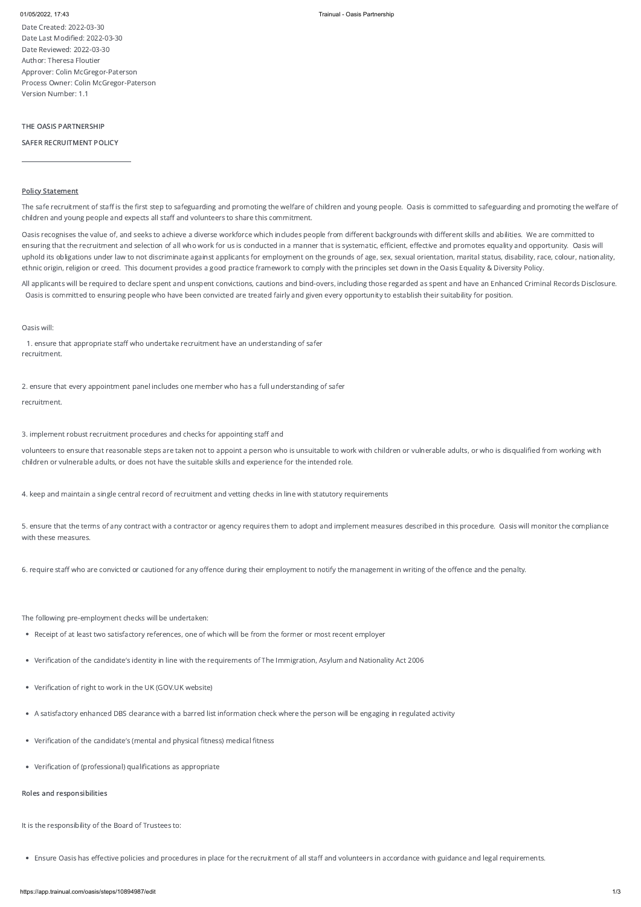Date Created: 2022-03-30
Date Last Modified: 2022-03-30
Date Reviewed: 2022-03-30
Author: Theresa Floutier
Approver: Colin McGregor-Paterson
Process Owner: Colin McGregor-Paterson
Version Number: 1.1

**THE OASIS PARTNERSHIP**

**SAFER RECRUITMENT POLICY**

---

**Policy Statement**

The safe recruitment of staff is the first step to safeguarding and promoting the welfare of children and young people. Oasis is committed to safeguarding and promoting the welfare of children and young people and expects all staff and volunteers to share this commitment.

Oasis recognises the value of, and seeks to achieve a diverse workforce which includes people from different backgrounds with different skills and abilities. We are committed to ensuring that the recruitment and selection of all who work for us is conducted in a manner that is systematic, efficient, effective and promotes equality and opportunity. Oasis will uphold its obligations under law to not discriminate against applicants for employment on the grounds of age, sex, sexual orientation, marital status, disability, race, colour, nationality, ethnic origin, religion or creed. This document provides a good practice framework to comply with the principles set down in the Oasis Equality & Diversity Policy.

All applicants will be required to declare spent and unspent convictions, cautions and bind-overs, including those regarded as spent and have an Enhanced Criminal Records Disclosure. Oasis is committed to ensuring people who have been convicted are treated fairly and given every opportunity to establish their suitability for position.

Oasis will:

1. ensure that appropriate staff who undertake recruitment have an understanding of safer recruitment.

2. ensure that every appointment panel includes one member who has a full understanding of safer recruitment.

3. implement robust recruitment procedures and checks for appointing staff and volunteers to ensure that reasonable steps are taken not to appoint a person who is unsuitable to work with children or vulnerable adults, or who is disqualified from working with children or vulnerable adults, or does not have the suitable skills and experience for the intended role.

4. keep and maintain a single central record of recruitment and vetting checks in line with statutory requirements

5. ensure that the terms of any contract with a contractor or agency requires them to adopt and implement measures described in this procedure. Oasis will monitor the compliance with these measures.

6. require staff who are convicted or cautioned for any offence during their employment to notify the management in writing of the offence and the penalty.

The following pre-employment checks will be undertaken:

- Receipt of at least two satisfactory references, one of which will be from the former or most recent employer
- Verification of the candidate's identity in line with the requirements of The Immigration, Asylum and Nationality Act 2006
- Verification of right to work in the UK (GOV.UK website)
- A satisfactory enhanced DBS clearance with a barred list information check where the person will be engaging in regulated activity
- Verification of the candidate's (mental and physical fitness) medical fitness
- Verification of (professional) qualifications as appropriate

**Roles and responsibilities**

It is the responsibility of the Board of Trustees to:

- Ensure Oasis has effective policies and procedures in place for the recruitment of all staff and volunteers in accordance with guidance and legal requirements.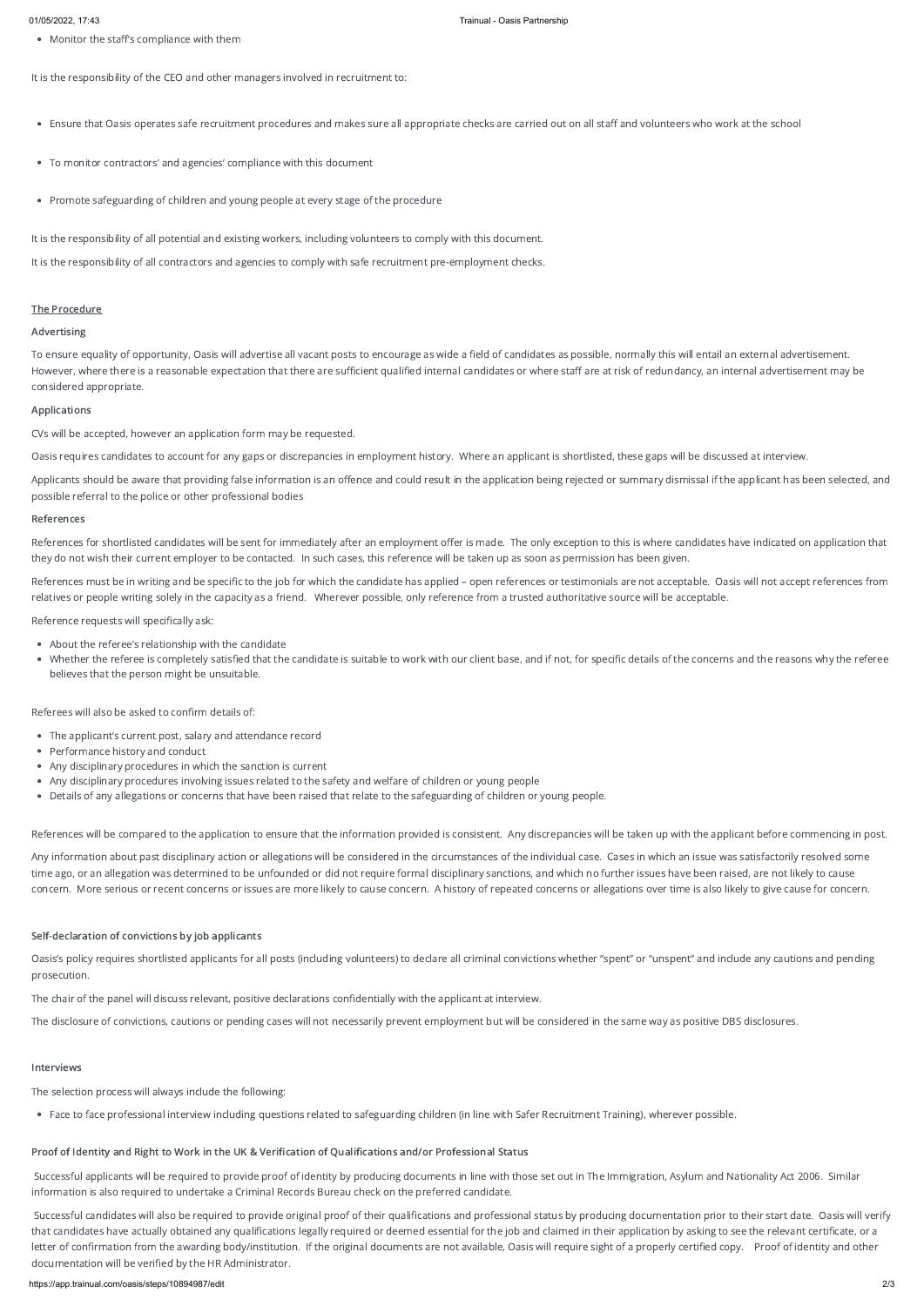- Monitor the staff's compliance with them

It is the responsibility of the CEO and other managers involved in recruitment to:

- Ensure that Oasis operates safe recruitment procedures and makes sure all appropriate checks are carried out on all staff and volunteers who work at the school
- To monitor contractors' and agencies' compliance with this document
- Promote safeguarding of children and young people at every stage of the procedure

It is the responsibility of all potential and existing workers, including volunteers to comply with this document.

It is the responsibility of all contractors and agencies to comply with safe recruitment pre-employment checks.

## The Procedure

### Advertising

To ensure equality of opportunity, Oasis will advertise all vacant posts to encourage as wide a field of candidates as possible, normally this will entail an external advertisement. However, where there is a reasonable expectation that there are sufficient qualified internal candidates or where staff are at risk of redundancy, an internal advertisement may be considered appropriate.

### Applications

CVs will be accepted, however an application form may be requested.

Oasis requires candidates to account for any gaps or discrepancies in employment history. Where an applicant is shortlisted, these gaps will be discussed at interview.

Applicants should be aware that providing false information is an offence and could result in the application being rejected or summary dismissal if the applicant has been selected, and possible referral to the police or other professional bodies

### References

References for shortlisted candidates will be sent for immediately after an employment offer is made. The only exception to this is where candidates have indicated on application that they do not wish their current employer to be contacted. In such cases, this reference will be taken up as soon as permission has been given.

References must be in writing and be specific to the job for which the candidate has applied – open references or testimonials are not acceptable. Oasis will not accept references from relatives or people writing solely in the capacity as a friend. Wherever possible, only reference from a trusted authoritative source will be acceptable.

Reference requests will specifically ask:

- About the referee's relationship with the candidate
- Whether the referee is completely satisfied that the candidate is suitable to work with our client base, and if not, for specific details of the concerns and the reasons why the referee believes that the person might be unsuitable.

Referees will also be asked to confirm details of:

- The applicant's current post, salary and attendance record
- Performance history and conduct
- Any disciplinary procedures in which the sanction is current
- Any disciplinary procedures involving issues related to the safety and welfare of children or young people
- Details of any allegations or concerns that have been raised that relate to the safeguarding of children or young people.

References will be compared to the application to ensure that the information provided is consistent. Any discrepancies will be taken up with the applicant before commencing in post.

Any information about past disciplinary action or allegations will be considered in the circumstances of the individual case. Cases in which an issue was satisfactorily resolved some time ago, or an allegation was determined to be unfounded or did not require formal disciplinary sanctions, and which no further issues have been raised, are not likely to cause concern. More serious or recent concerns or issues are more likely to cause concern. A history of repeated concerns or allegations over time is also likely to give cause for concern.

### Self-declaration of convictions by job applicants

Oasis's policy requires shortlisted applicants for all posts (including volunteers) to declare all criminal convictions whether "spent" or "unspent" and include any cautions and pending prosecution.

The chair of the panel will discuss relevant, positive declarations confidentially with the applicant at interview.

The disclosure of convictions, cautions or pending cases will not necessarily prevent employment but will be considered in the same way as positive DBS disclosures.

### Interviews

The selection process will always include the following:

- Face to face professional interview including questions related to safeguarding children (in line with Safer Recruitment Training), wherever possible.

### Proof of Identity and Right to Work in the UK & Verification of Qualifications and/or Professional Status

Successful applicants will be required to provide proof of identity by producing documents in line with those set out in The Immigration, Asylum and Nationality Act 2006. Similar information is also required to undertake a Criminal Records Bureau check on the preferred candidate.

Successful candidates will also be required to provide original proof of their qualifications and professional status by producing documentation prior to their start date. Oasis will verify that candidates have actually obtained any qualifications legally required or deemed essential for the job and claimed in their application by asking to see the relevant certificate, or a letter of confirmation from the awarding body/institution. If the original documents are not available, Oasis will require sight of a properly certified copy. Proof of identity and other documentation will be verified by the HR Administrator.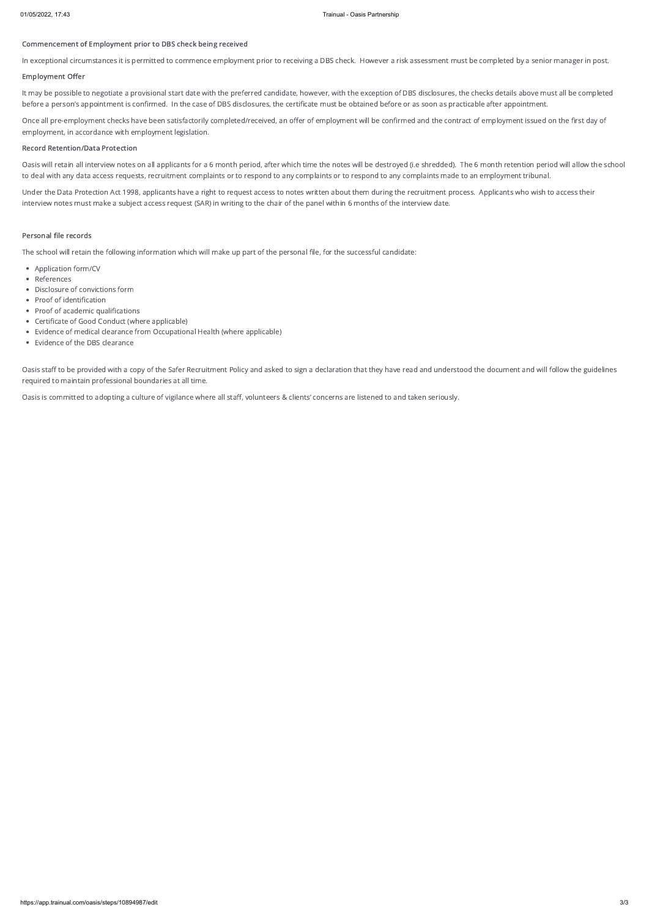### Commencement of Employment prior to DBS check being received

In exceptional circumstances it is permitted to commence employment prior to receiving a DBS check. However a risk assessment must be completed by a senior manager in post.

### Employment Offer

It may be possible to negotiate a provisional start date with the preferred candidate, however, with the exception of DBS disclosures, the checks details above must all be completed before a person's appointment is confirmed. In the case of DBS disclosures, the certificate must be obtained before or as soon as practicable after appointment.

Once all pre-employment checks have been satisfactorily completed/received, an offer of employment will be confirmed and the contract of employment issued on the first day of employment, in accordance with employment legislation.

### Record Retention/Data Protection

Oasis will retain all interview notes on all applicants for a 6 month period, after which time the notes will be destroyed (i.e shredded). The 6 month retention period will allow the school to deal with any data access requests, recruitment complaints or to respond to any complaints or to respond to any complaints made to an employment tribunal.

Under the Data Protection Act 1998, applicants have a right to request access to notes written about them during the recruitment process. Applicants who wish to access their interview notes must make a subject access request (SAR) in writing to the chair of the panel within 6 months of the interview date.

### Personal file records

The school will retain the following information which will make up part of the personal file, for the successful candidate:

- Application form/CV
- References
- Disclosure of convictions form
- Proof of identification
- Proof of academic qualifications
- Certificate of Good Conduct (where applicable)
- Evidence of medical clearance from Occupational Health (where applicable)
- Evidence of the DBS clearance

Oasis staff to be provided with a copy of the Safer Recruitment Policy and asked to sign a declaration that they have read and understood the document and will follow the guidelines required to maintain professional boundaries at all time.

Oasis is committed to adopting a culture of vigilance where all staff, volunteers & clients' concerns are listened to and taken seriously.